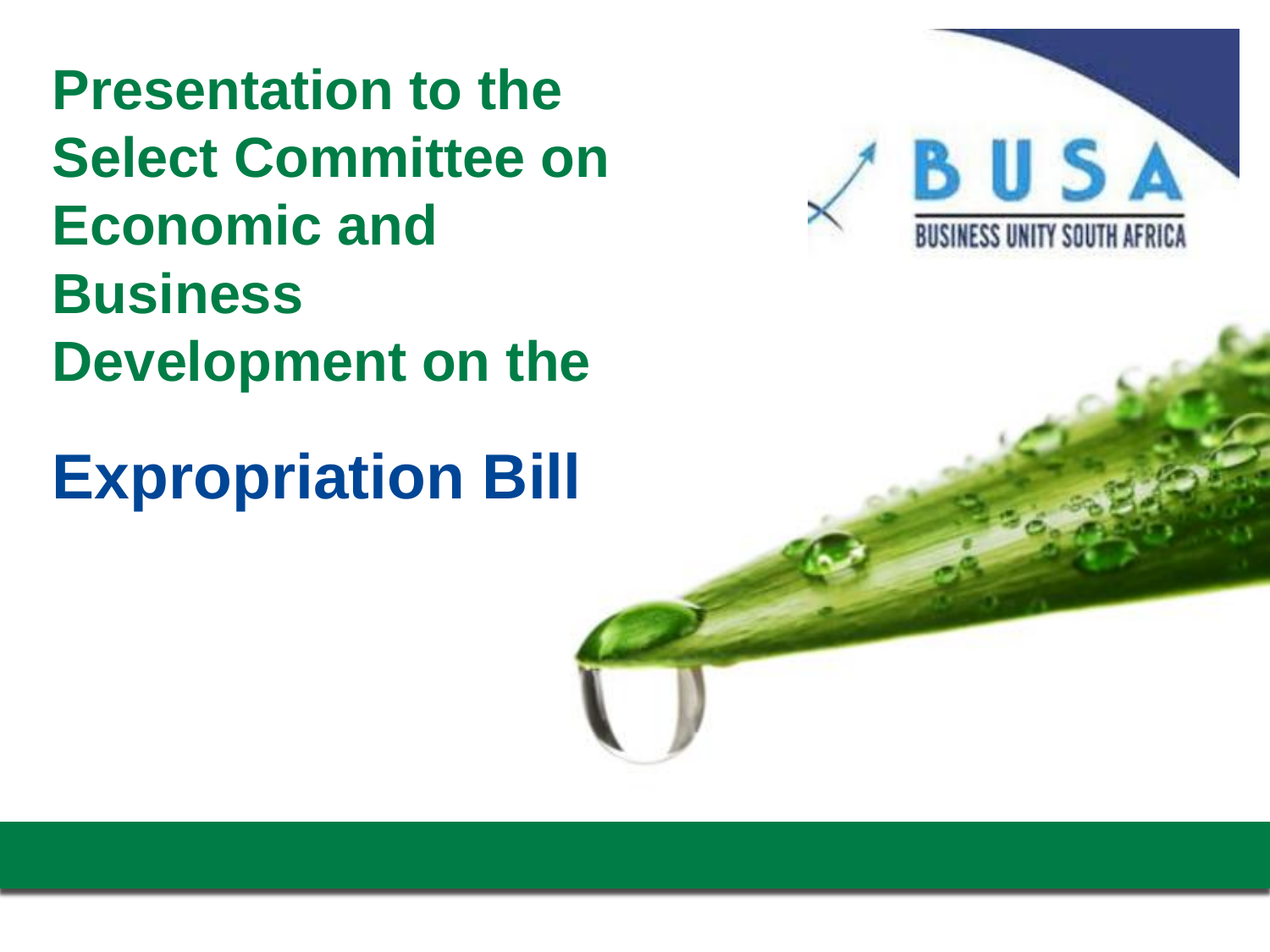# Presentation to the Select Committee on Economic and Business Development on the

# Expropriation Bill

BUSA

BUSINESS UNITY SOUTH AFRICA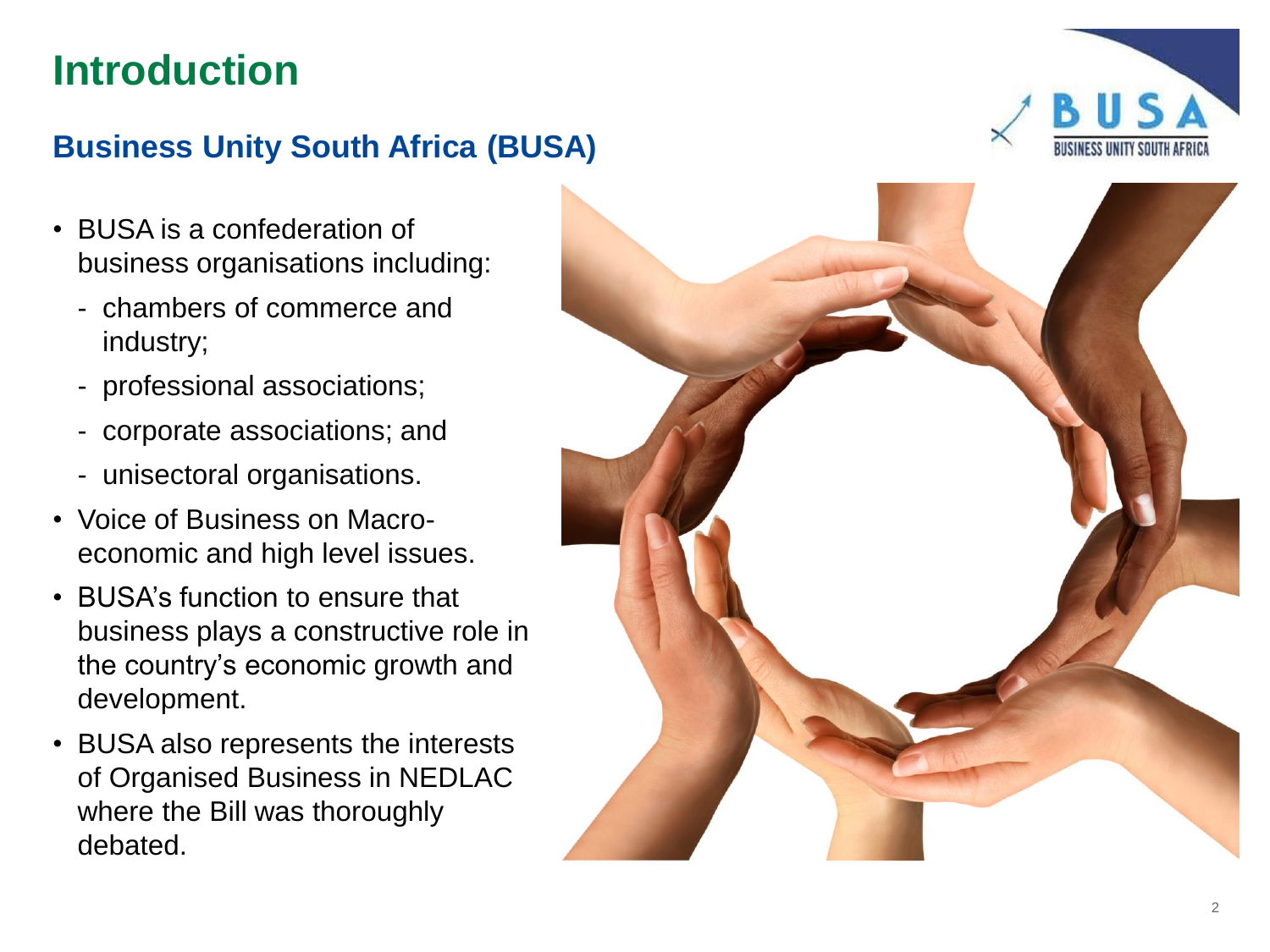# Introduction

## Business Unity South Africa (BUSA)

- BUSA is a confederation of business organisations including:
  - chambers of commerce and industry;
  - professional associations;
  - corporate associations; and
  - unisectoral organisations.
- Voice of Business on Macro-economic and high level issues.
- BUSA's function to ensure that business plays a constructive role in the country's economic growth and development.
- BUSA also represents the interests of Organised Business in NEDLAC where the Bill was thoroughly debated.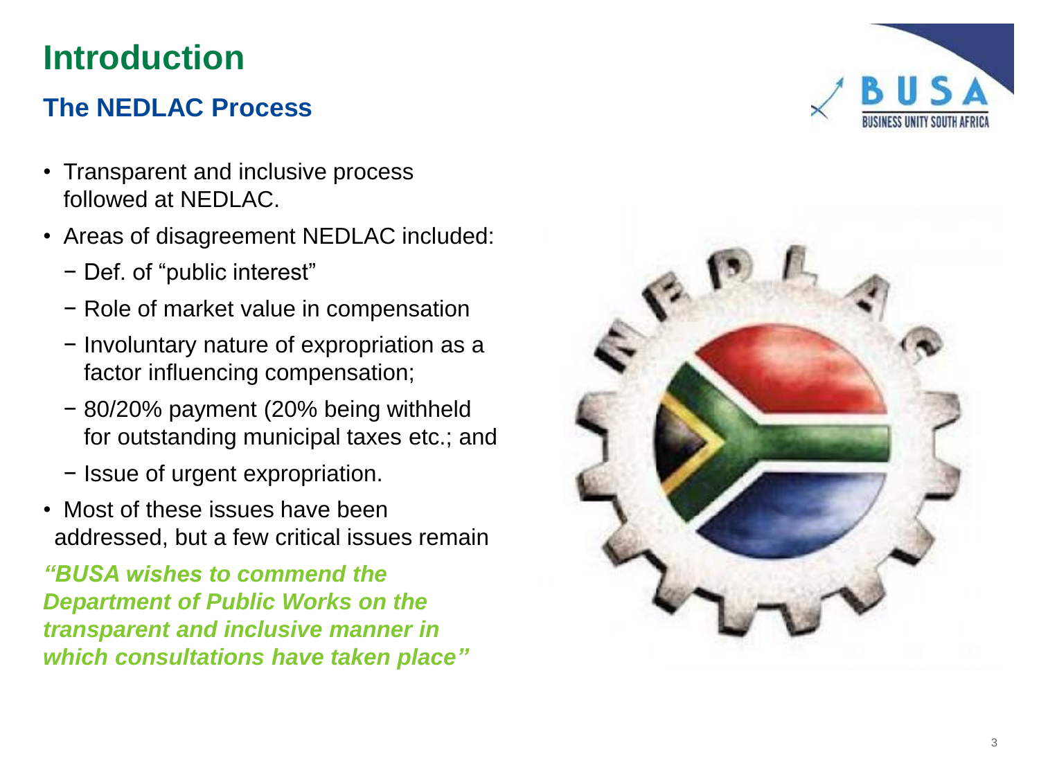# Introduction

## The NEDLAC Process

- Transparent and inclusive process followed at NEDLAC.
- Areas of disagreement NEDLAC included:
  - Def. of "public interest"
  - Role of market value in compensation
  - Involuntary nature of expropriation as a factor influencing compensation;
  - 80/20% payment (20% being withheld for outstanding municipal taxes etc.; and
  - Issue of urgent expropriation.
- Most of these issues have been addressed, but a few critical issues remain

***"BUSA wishes to commend the Department of Public Works on the transparent and inclusive manner in which consultations have taken place"***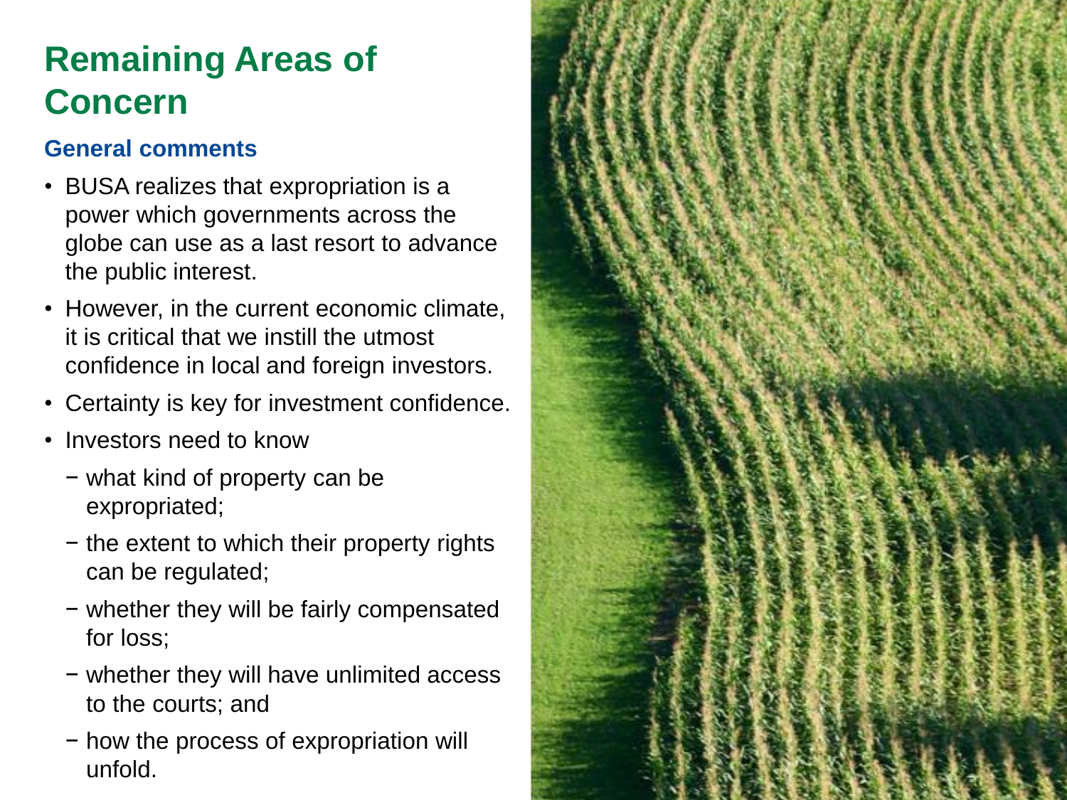# Remaining Areas of Concern

### General comments

- BUSA realizes that expropriation is a power which governments across the globe can use as a last resort to advance the public interest.
- However, in the current economic climate, it is critical that we instill the utmost confidence in local and foreign investors.
- Certainty is key for investment confidence.
- Investors need to know
  - what kind of property can be expropriated;
  - the extent to which their property rights can be regulated;
  - whether they will be fairly compensated for loss;
  - whether they will have unlimited access to the courts; and
  - how the process of expropriation will unfold.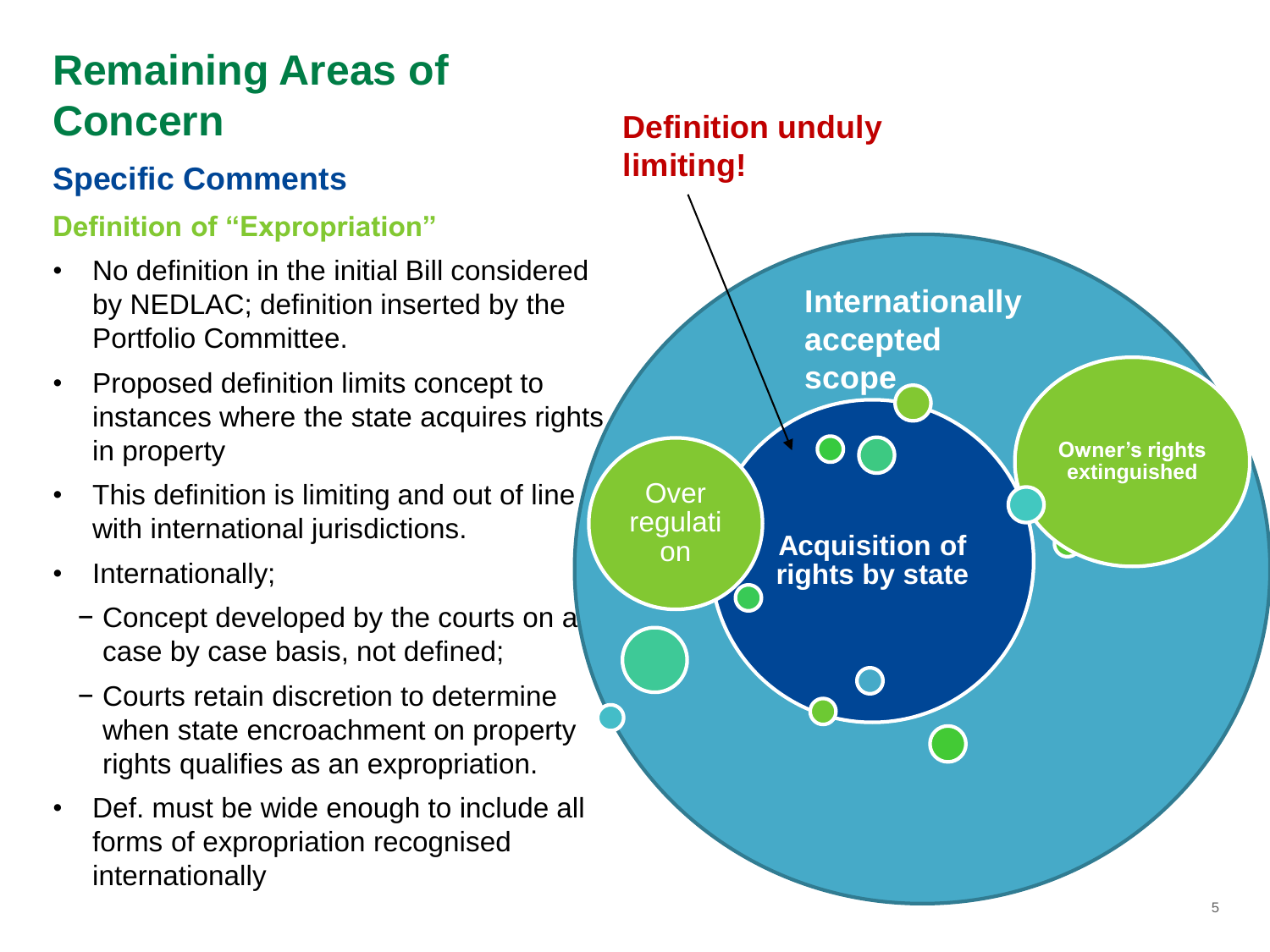# Remaining Areas of Concern

## Specific Comments

### Definition of "Expropriation"

- No definition in the initial Bill considered by NEDLAC; definition inserted by the Portfolio Committee.
- Proposed definition limits concept to instances where the state acquires rights in property
- This definition is limiting and out of line with international jurisdictions.
- Internationally;
  - Concept developed by the courts on a case by case basis, not defined;
  - Courts retain discretion to determine when state encroachment on property rights qualifies as an expropriation.
- Def. must be wide enough to include all forms of expropriation recognised internationally

**Definition unduly limiting!**

Internationally accepted scope

Over regulation

Acquisition of rights by state

Owner's rights extinguished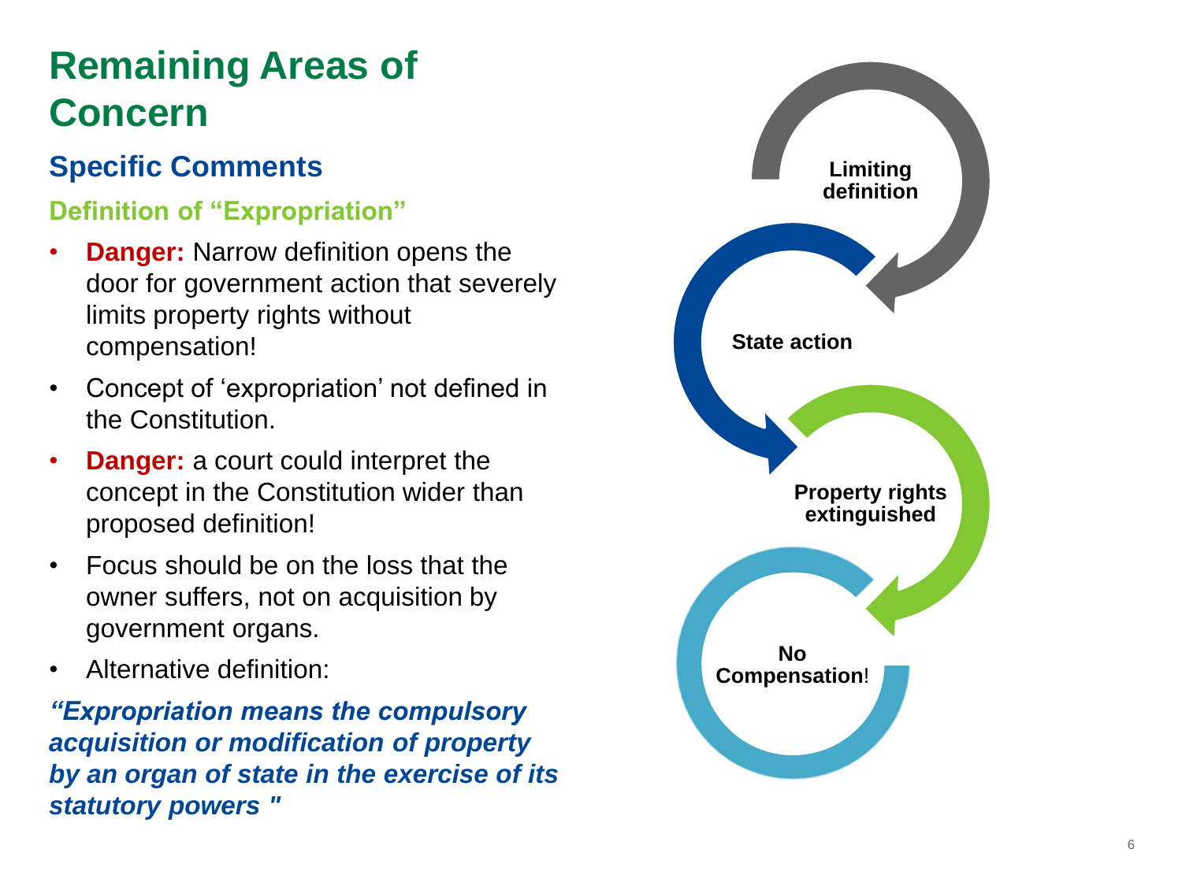# Remaining Areas of Concern

## Specific Comments

### Definition of "Expropriation"

- **Danger:** Narrow definition opens the door for government action that severely limits property rights without compensation!
- Concept of 'expropriation' not defined in the Constitution.
- **Danger:** a court could interpret the concept in the Constitution wider than proposed definition!
- Focus should be on the loss that the owner suffers, not on acquisition by government organs.
- Alternative definition:

***"Expropriation means the compulsory acquisition or modification of property by an organ of state in the exercise of its statutory powers "***

**Limiting definition**

**State action**

**Property rights extinguished**

**No Compensation**!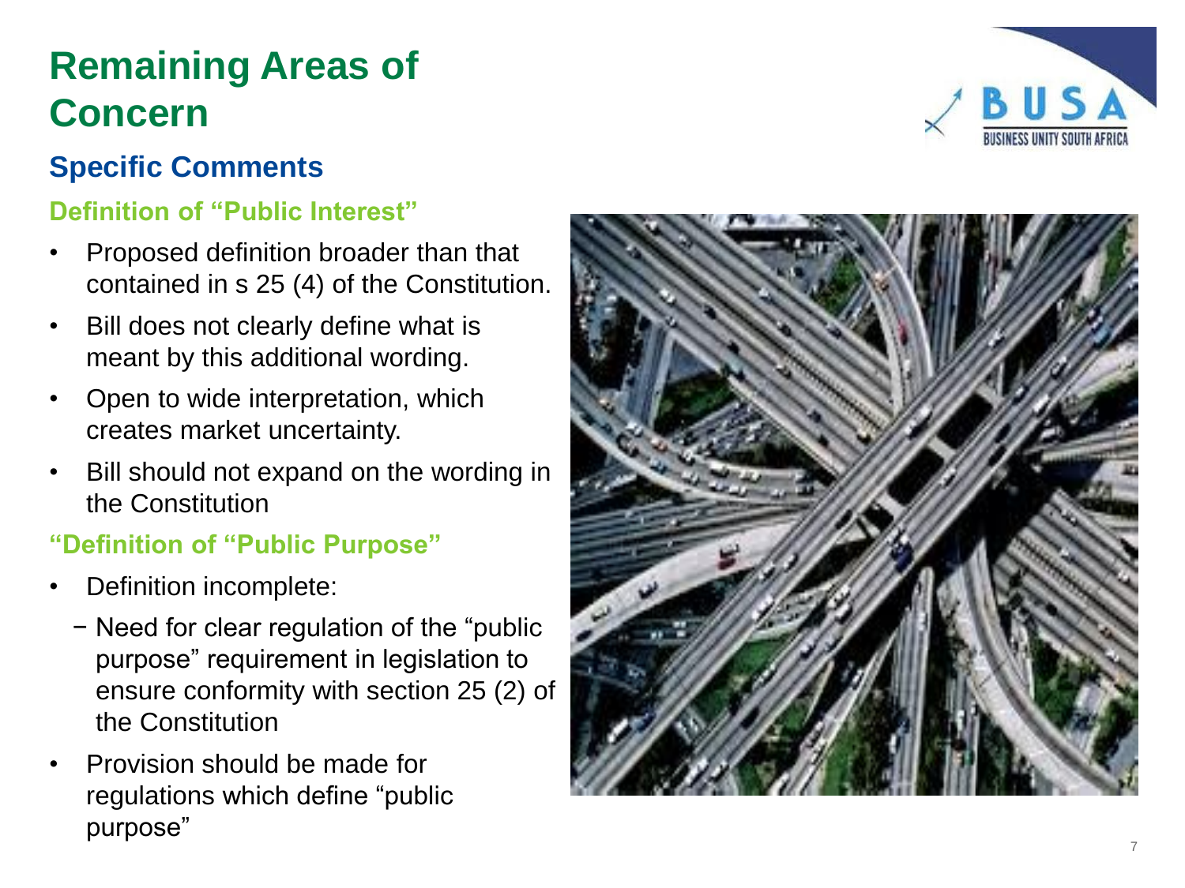# Remaining Areas of Concern

## Specific Comments

### Definition of "Public Interest"

- Proposed definition broader than that contained in s 25 (4) of the Constitution.
- Bill does not clearly define what is meant by this additional wording.
- Open to wide interpretation, which creates market uncertainty.
- Bill should not expand on the wording in the Constitution

### "Definition of "Public Purpose"

- Definition incomplete:
  - Need for clear regulation of the "public purpose" requirement in legislation to ensure conformity with section 25 (2) of the Constitution
- Provision should be made for regulations which define "public purpose"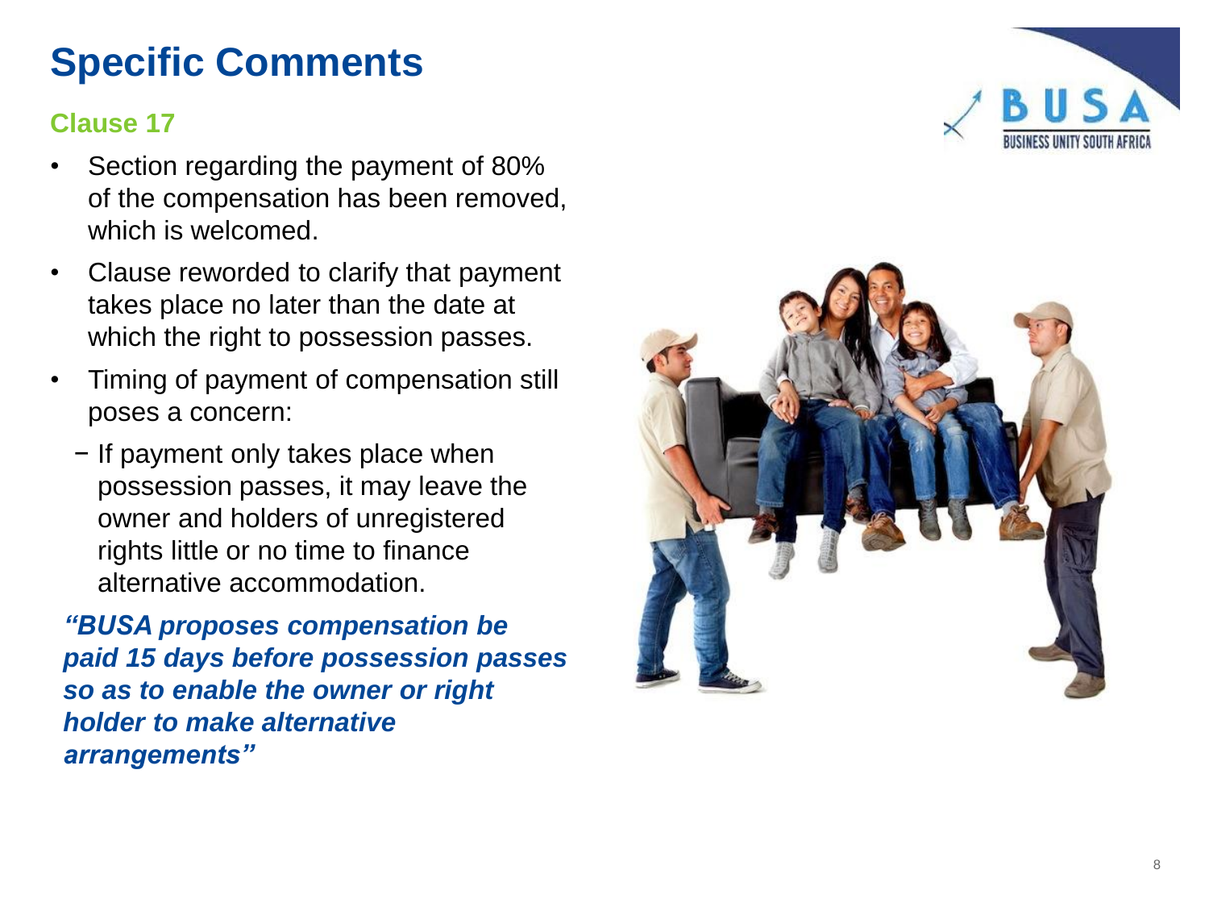# Specific Comments

## Clause 17

- Section regarding the payment of 80% of the compensation has been removed, which is welcomed.
- Clause reworded to clarify that payment takes place no later than the date at which the right to possession passes.
- Timing of payment of compensation still poses a concern:
  - If payment only takes place when possession passes, it may leave the owner and holders of unregistered rights little or no time to finance alternative accommodation.

***"BUSA proposes compensation be paid 15 days before possession passes so as to enable the owner or right holder to make alternative arrangements"***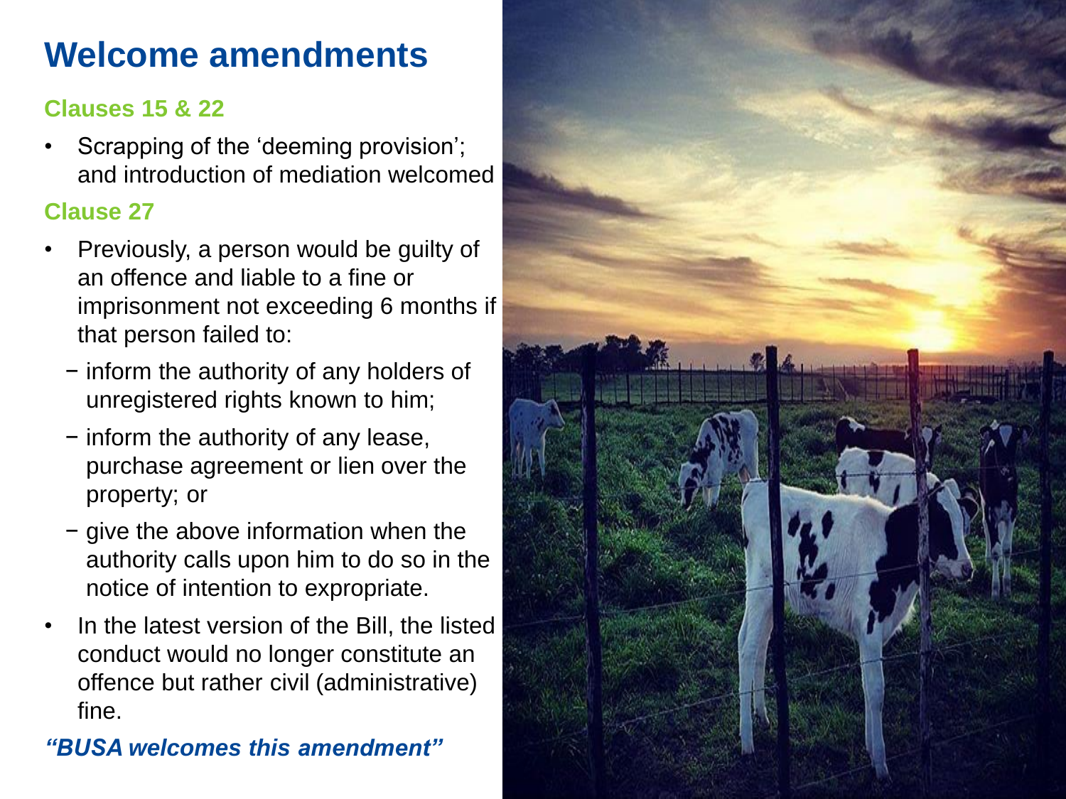# Welcome amendments

### Clauses 15 & 22

- Scrapping of the 'deeming provision'; and introduction of mediation welcomed

### Clause 27

- Previously, a person would be guilty of an offence and liable to a fine or imprisonment not exceeding 6 months if that person failed to:
  - inform the authority of any holders of unregistered rights known to him;
  - inform the authority of any lease, purchase agreement or lien over the property; or
  - give the above information when the authority calls upon him to do so in the notice of intention to expropriate.
- In the latest version of the Bill, the listed conduct would no longer constitute an offence but rather civil (administrative) fine.

***"BUSA welcomes this amendment"***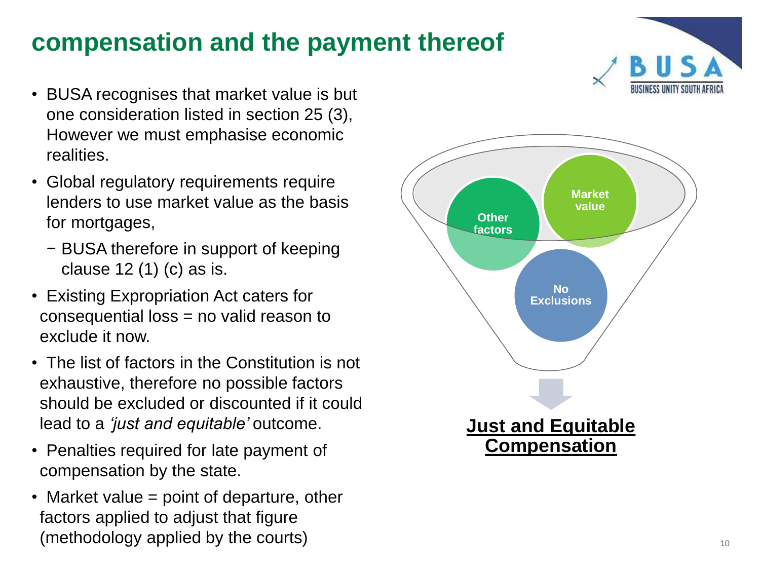# compensation and the payment thereof

- BUSA recognises that market value is but one consideration listed in section 25 (3), However we must emphasise economic realities.
- Global regulatory requirements require lenders to use market value as the basis for mortgages,
  - BUSA therefore in support of keeping clause 12 (1) (c) as is.
- Existing Expropriation Act caters for consequential loss = no valid reason to exclude it now.
- The list of factors in the Constitution is not exhaustive, therefore no possible factors should be excluded or discounted if it could lead to a *'just and equitable'* outcome.
- Penalties required for late payment of compensation by the state.
- Market value = point of departure, other factors applied to adjust that figure (methodology applied by the courts)

Other factors

Market value

No Exclusions

**Just and Equitable Compensation**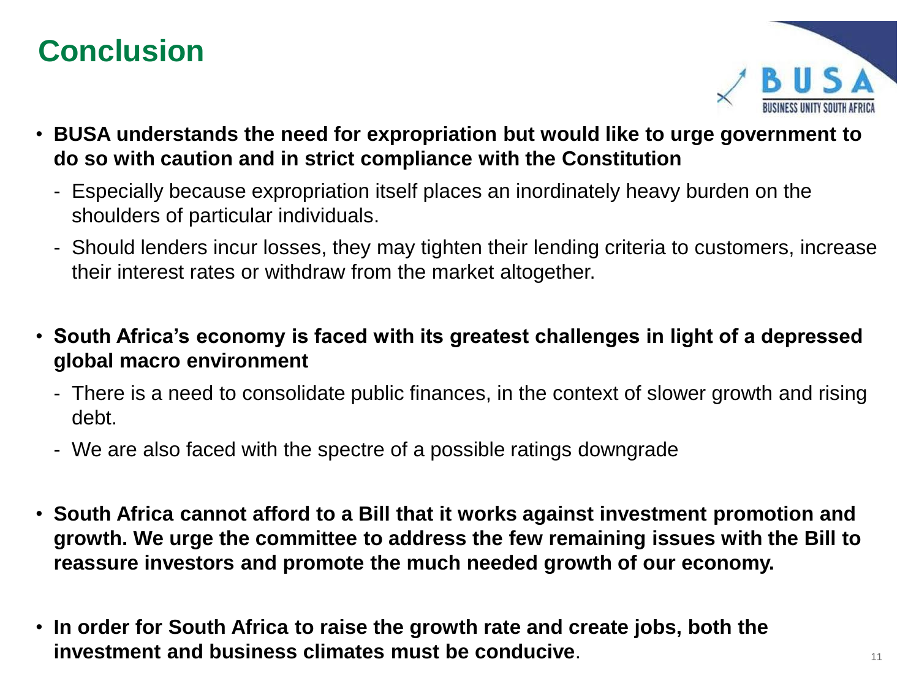# Conclusion

- **BUSA understands the need for expropriation but would like to urge government to do so with caution and in strict compliance with the Constitution**
  - Especially because expropriation itself places an inordinately heavy burden on the shoulders of particular individuals.
  - Should lenders incur losses, they may tighten their lending criteria to customers, increase their interest rates or withdraw from the market altogether.

- **South Africa's economy is faced with its greatest challenges in light of a depressed global macro environment**
  - There is a need to consolidate public finances, in the context of slower growth and rising debt.
  - We are also faced with the spectre of a possible ratings downgrade

- **South Africa cannot afford to a Bill that it works against investment promotion and growth. We urge the committee to address the few remaining issues with the Bill to reassure investors and promote the much needed growth of our economy.**

- **In order for South Africa to raise the growth rate and create jobs, both the investment and business climates must be conducive**.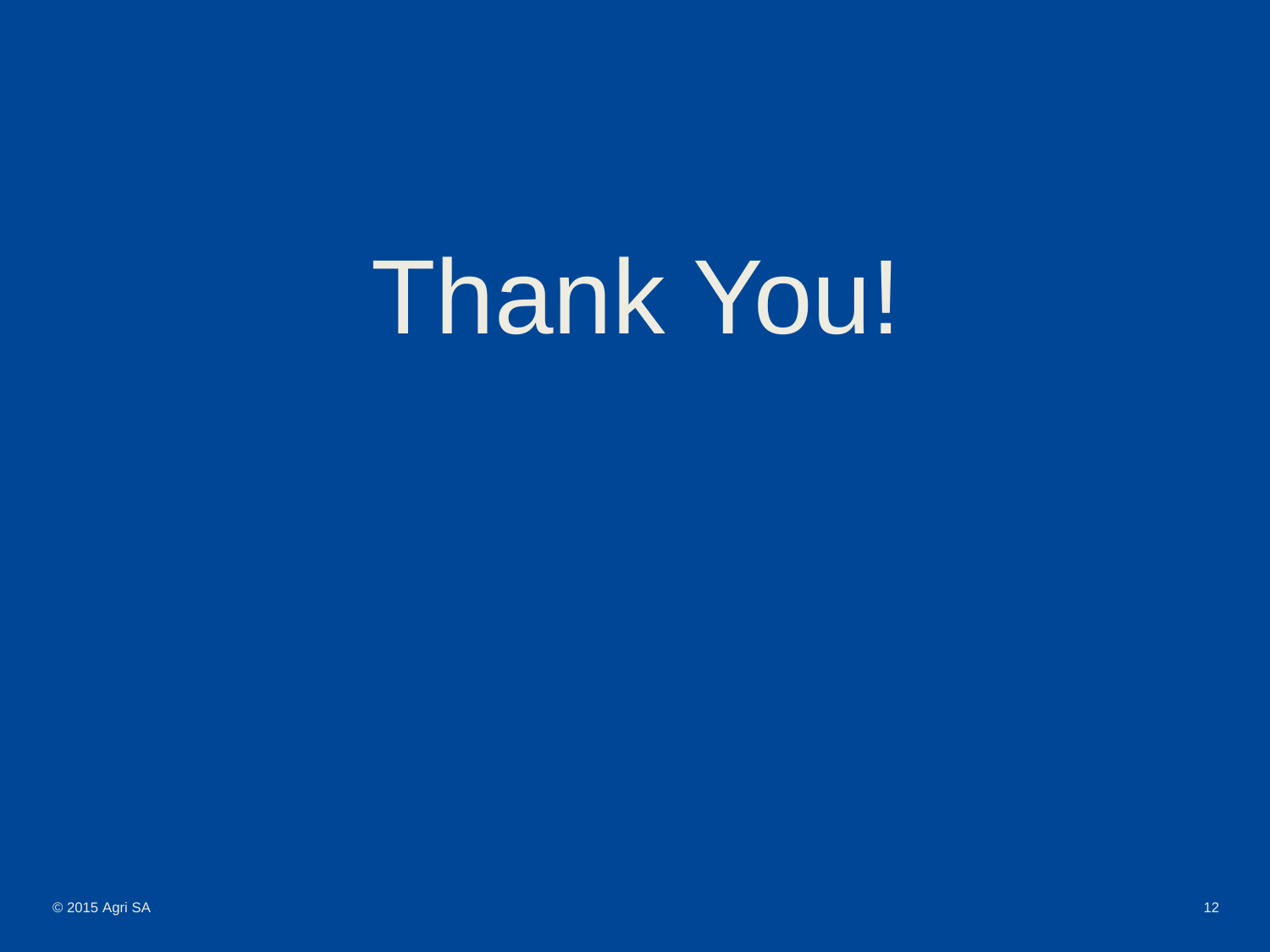# Thank You!

© 2015 Agri SA